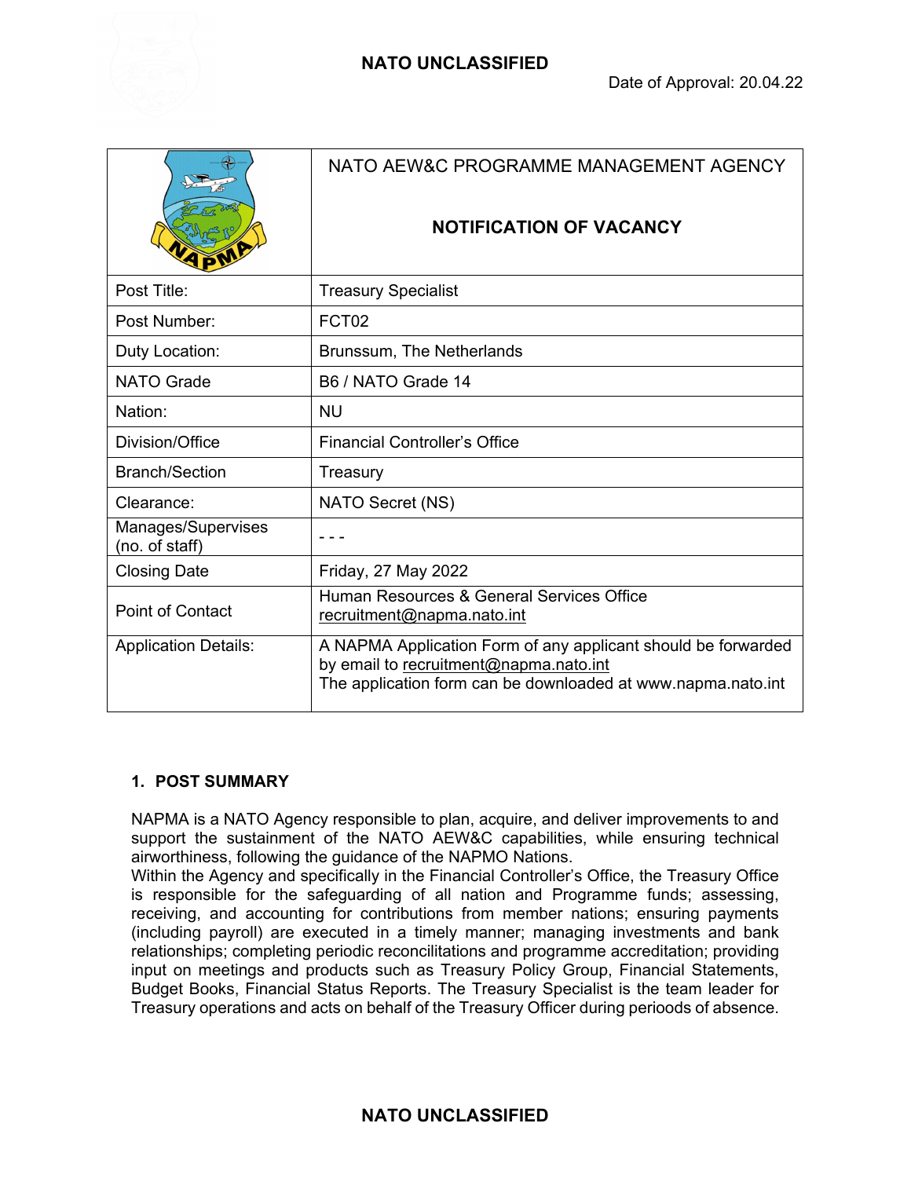NATO UNCLASSIFIED

Date of Approval: 20.04.22

| | NATO AEW&C PROGRAMME MANAGEMENT AGENCY<br><br>**NOTIFICATION OF VACANCY** |
|---|---|
| Post Title: | Treasury Specialist |
| Post Number: | FCT02 |
| Duty Location: | Brunssum, The Netherlands |
| NATO Grade | B6 / NATO Grade 14 |
| Nation: | NU |
| Division/Office | Financial Controller's Office |
| Branch/Section | Treasury |
| Clearance: | NATO Secret (NS) |
| Manages/Supervises (no. of staff) | - - - |
| Closing Date | Friday, 27 May 2022 |
| Point of Contact | Human Resources & General Services Office<br>recruitment@napma.nato.int |
| Application Details: | A NAPMA Application Form of any applicant should be forwarded by email to recruitment@napma.nato.int<br>The application form can be downloaded at www.napma.nato.int |

## 1. POST SUMMARY

NAPMA is a NATO Agency responsible to plan, acquire, and deliver improvements to and support the sustainment of the NATO AEW&C capabilities, while ensuring technical airworthiness, following the guidance of the NAPMO Nations.
Within the Agency and specifically in the Financial Controller's Office, the Treasury Office is responsible for the safeguarding of all nation and Programme funds; assessing, receiving, and accounting for contributions from member nations; ensuring payments (including payroll) are executed in a timely manner; managing investments and bank relationships; completing periodic reconcilitations and programme accreditation; providing input on meetings and products such as Treasury Policy Group, Financial Statements, Budget Books, Financial Status Reports. The Treasury Specialist is the team leader for Treasury operations and acts on behalf of the Treasury Officer during perioods of absence.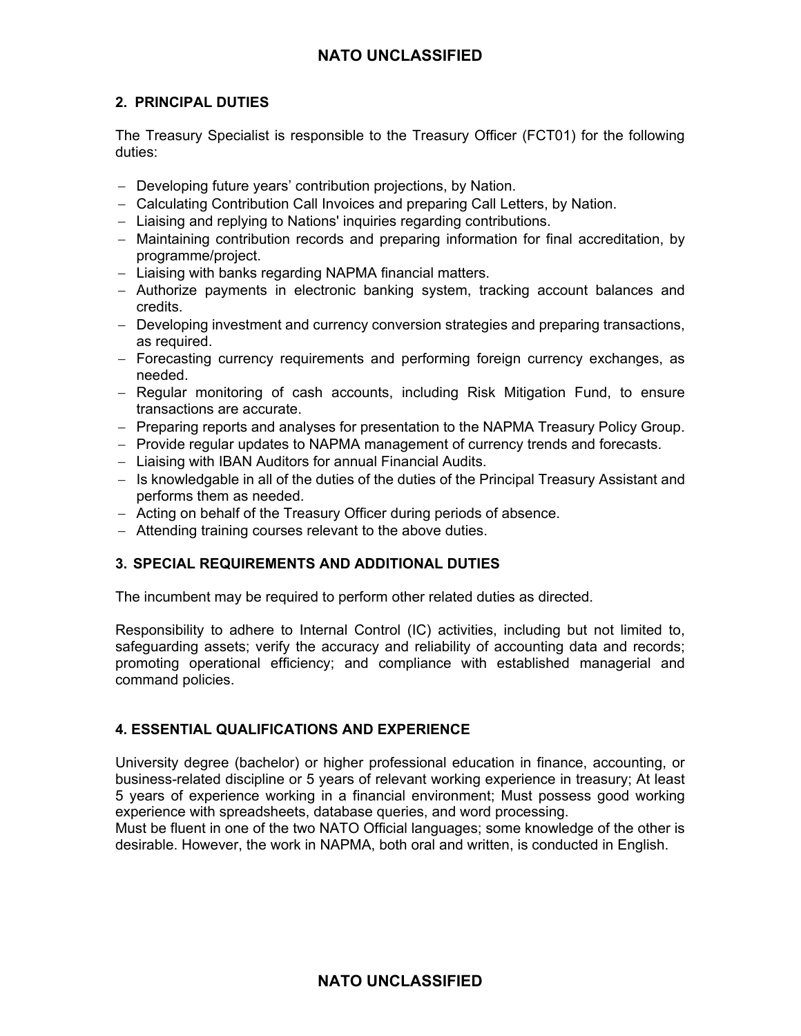## 2. PRINCIPAL DUTIES

The Treasury Specialist is responsible to the Treasury Officer (FCT01) for the following duties:

- Developing future years' contribution projections, by Nation.
- Calculating Contribution Call Invoices and preparing Call Letters, by Nation.
- Liaising and replying to Nations' inquiries regarding contributions.
- Maintaining contribution records and preparing information for final accreditation, by programme/project.
- Liaising with banks regarding NAPMA financial matters.
- Authorize payments in electronic banking system, tracking account balances and credits.
- Developing investment and currency conversion strategies and preparing transactions, as required.
- Forecasting currency requirements and performing foreign currency exchanges, as needed.
- Regular monitoring of cash accounts, including Risk Mitigation Fund, to ensure transactions are accurate.
- Preparing reports and analyses for presentation to the NAPMA Treasury Policy Group.
- Provide regular updates to NAPMA management of currency trends and forecasts.
- Liaising with IBAN Auditors for annual Financial Audits.
- Is knowledgable in all of the duties of the duties of the Principal Treasury Assistant and performs them as needed.
- Acting on behalf of the Treasury Officer during periods of absence.
- Attending training courses relevant to the above duties.

## 3. SPECIAL REQUIREMENTS AND ADDITIONAL DUTIES

The incumbent may be required to perform other related duties as directed.

Responsibility to adhere to Internal Control (IC) activities, including but not limited to, safeguarding assets; verify the accuracy and reliability of accounting data and records; promoting operational efficiency; and compliance with established managerial and command policies.

## 4. ESSENTIAL QUALIFICATIONS AND EXPERIENCE

University degree (bachelor) or higher professional education in finance, accounting, or business-related discipline or 5 years of relevant working experience in treasury; At least 5 years of experience working in a financial environment; Must possess good working experience with spreadsheets, database queries, and word processing.
Must be fluent in one of the two NATO Official languages; some knowledge of the other is desirable. However, the work in NAPMA, both oral and written, is conducted in English.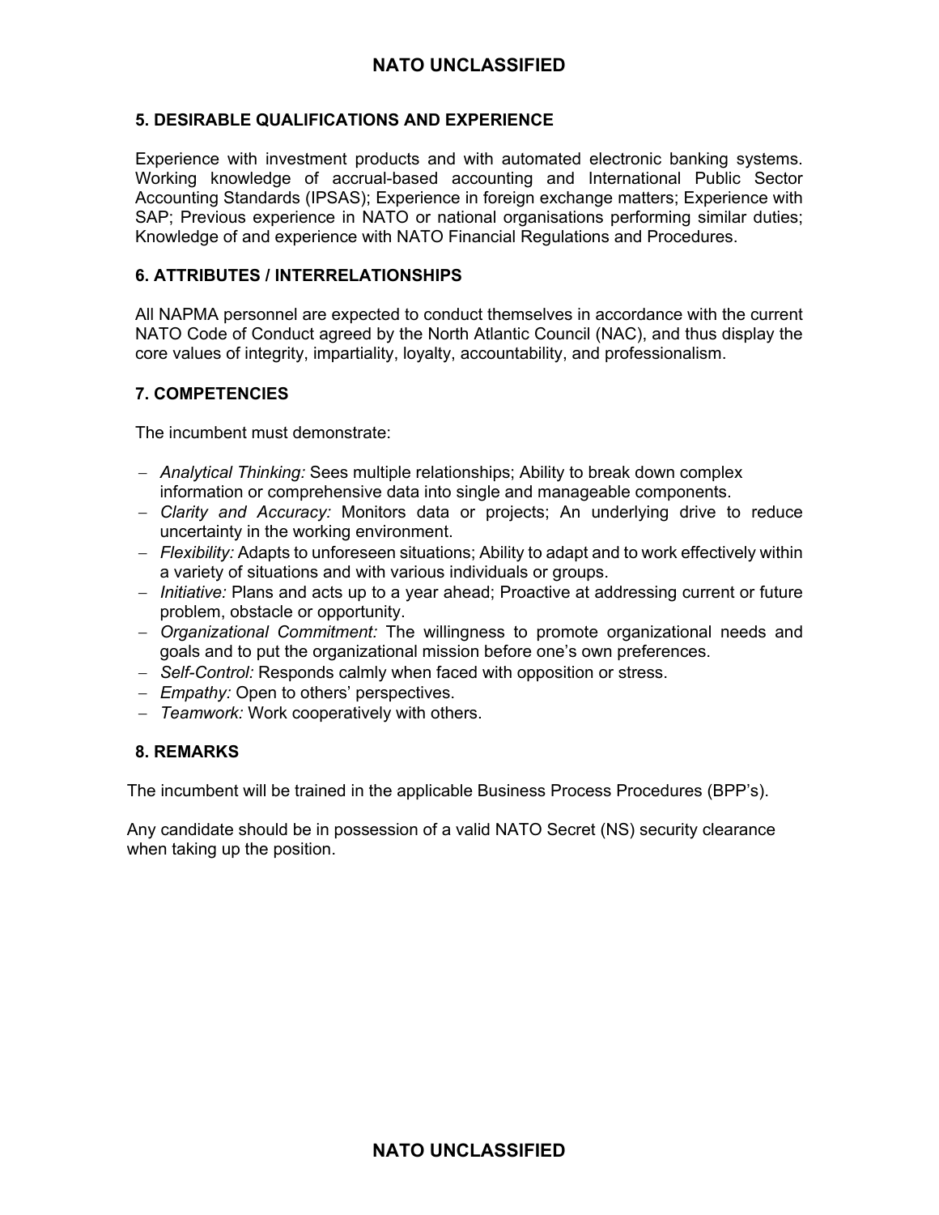## 5. DESIRABLE QUALIFICATIONS AND EXPERIENCE

Experience with investment products and with automated electronic banking systems. Working knowledge of accrual-based accounting and International Public Sector Accounting Standards (IPSAS); Experience in foreign exchange matters; Experience with SAP; Previous experience in NATO or national organisations performing similar duties; Knowledge of and experience with NATO Financial Regulations and Procedures.

## 6. ATTRIBUTES / INTERRELATIONSHIPS

All NAPMA personnel are expected to conduct themselves in accordance with the current NATO Code of Conduct agreed by the North Atlantic Council (NAC), and thus display the core values of integrity, impartiality, loyalty, accountability, and professionalism.

## 7. COMPETENCIES

The incumbent must demonstrate:

- *Analytical Thinking:* Sees multiple relationships; Ability to break down complex information or comprehensive data into single and manageable components.
- *Clarity and Accuracy:* Monitors data or projects; An underlying drive to reduce uncertainty in the working environment.
- *Flexibility:* Adapts to unforeseen situations; Ability to adapt and to work effectively within a variety of situations and with various individuals or groups.
- *Initiative:* Plans and acts up to a year ahead; Proactive at addressing current or future problem, obstacle or opportunity.
- *Organizational Commitment:* The willingness to promote organizational needs and goals and to put the organizational mission before one's own preferences.
- *Self-Control:* Responds calmly when faced with opposition or stress.
- *Empathy:* Open to others' perspectives.
- *Teamwork:* Work cooperatively with others.

## 8. REMARKS

The incumbent will be trained in the applicable Business Process Procedures (BPP's).

Any candidate should be in possession of a valid NATO Secret (NS) security clearance when taking up the position.